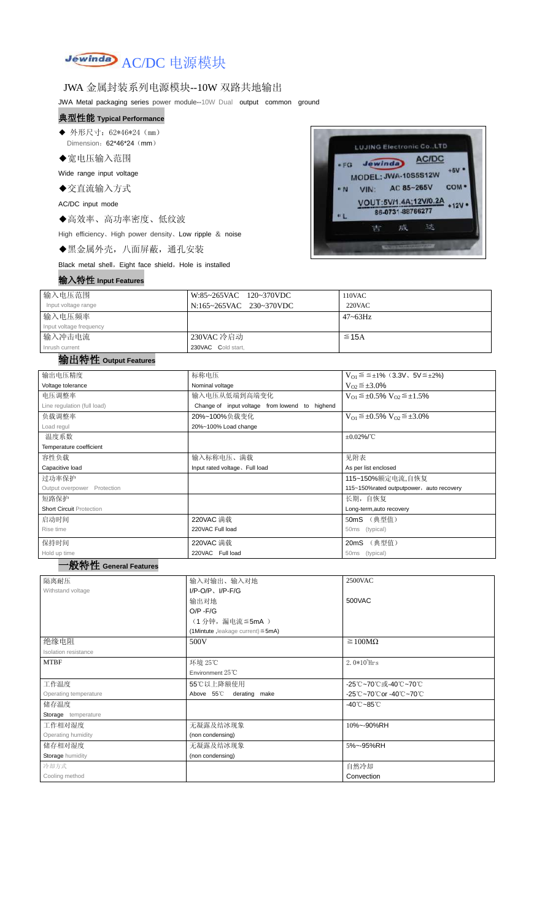# AC/DC 电源模块

## JWA 金属封装系列电源模块--10W 双路共地输出

JWA Metal packaging series power module--10W Dual output common ground

### 典型性能 Typical Performance

◆ 外形尺寸：62\*46\*24（mm）
Dimension：62\*46\*24（mm）

◆宽电压输入范围

Wide range input voltage

◆交直流输入方式

AC/DC input mode

◆高效率、高功率密度、低纹波

High efficiency、High power density、Low ripple ＆ noise

◆黑金属外壳，八面屏蔽，通孔安装

Black metal shell，Eight face shield，Hole is installed

### 输入特性 Input Features

| 输入电压范围<br>Input voltage range | W:85~265VAC 120~370VDC<br>N:165~265VAC 230~370VDC | 110VAC<br>220VAC |
|---|---|---|
| 输入电压频率<br>Input voltage frequency | | 47~63Hz |
| 输入冲击电流<br>Inrush current | 230VAC 冷启动<br>230VAC Cold start, | ≦15A |

### 输出特性 Output Features

| 输出电压精度<br>Voltage tolerance | 标称电压<br>Nominal voltage | $V_{O1}$≦≦±1%（3.3V、5V≦±2%)<br>$V_{O2}$≦±3.0% |
|---|---|---|
| 电压调整率<br>Line regulation (full load) | 输入电压从低端到高端变化<br>Change of input voltage from lowend to highend | $V_{O1}$≦±0.5% $V_{O2}$≦±1.5% |
| 负载调整率<br>Load regul | 20%~100%负载变化<br>20%~100% Load change | $V_{O1}$≦±0.5% $V_{O2}$≦±3.0% |
| 温度系数<br>Temperature coefficient | | ±0.02%/℃ |
| 容性负载<br>Capacitive load | 输入标称电压、满载<br>Input rated voltage、Full load | 见附表<br>As per list enclosed |
| 过功率保护<br>Output overpower Protection | | 115~150%额定电流,自恢复<br>115~150%rated outputpower，auto recovery |
| 短路保护<br>Short Circuit Protection | | 长期，自恢复<br>Long-term,auto recovery |
| 启动时间<br>Rise time | 220VAC 满载<br>220VAC Full load | 50mS （典型值）<br>50ms (typical) |
| 保持时间<br>Hold up time | 220VAC 满载<br>220VAC Full load | 20mS （典型值）<br>50ms (typical) |

### 一般特性 General Features

| 隔离耐压<br>Withstand voltage | 输入对输出、输入对地<br>I/P-O/P、I/P-F/G<br>输出对地<br>O/P -F/G<br>（1 分钟，漏电流≦5mA ）<br>(1Mintute ,leakage current)≦5mA) | 2500VAC<br><br>500VAC |
|---|---|---|
| 绝缘电阻<br>Isolation resistance | 500V | ≧100MΩ |
| MTBF | 环境 25℃<br>Environment 25℃ | 2.0\*10$^{5}$Hrs |
| 工作温度<br>Operating temperature | 55℃以上降额使用<br>Above 55℃ derating make | -25℃~70℃或-40℃~70℃<br>-25℃~70℃or -40℃~70℃ |
| 储存温度<br>Storage temperature | | -40℃~85℃ |
| 工作相对湿度<br>Operating humidity | 无凝露及结冰现象<br>(non condensing) | 10%~-90%RH |
| 储存相对湿度<br>Storage humidity | 无凝露及结冰现象<br>(non condensing) | 5%~-95%RH |
| 冷却方式<br>Cooling method | | 自然冷却<br>Convection |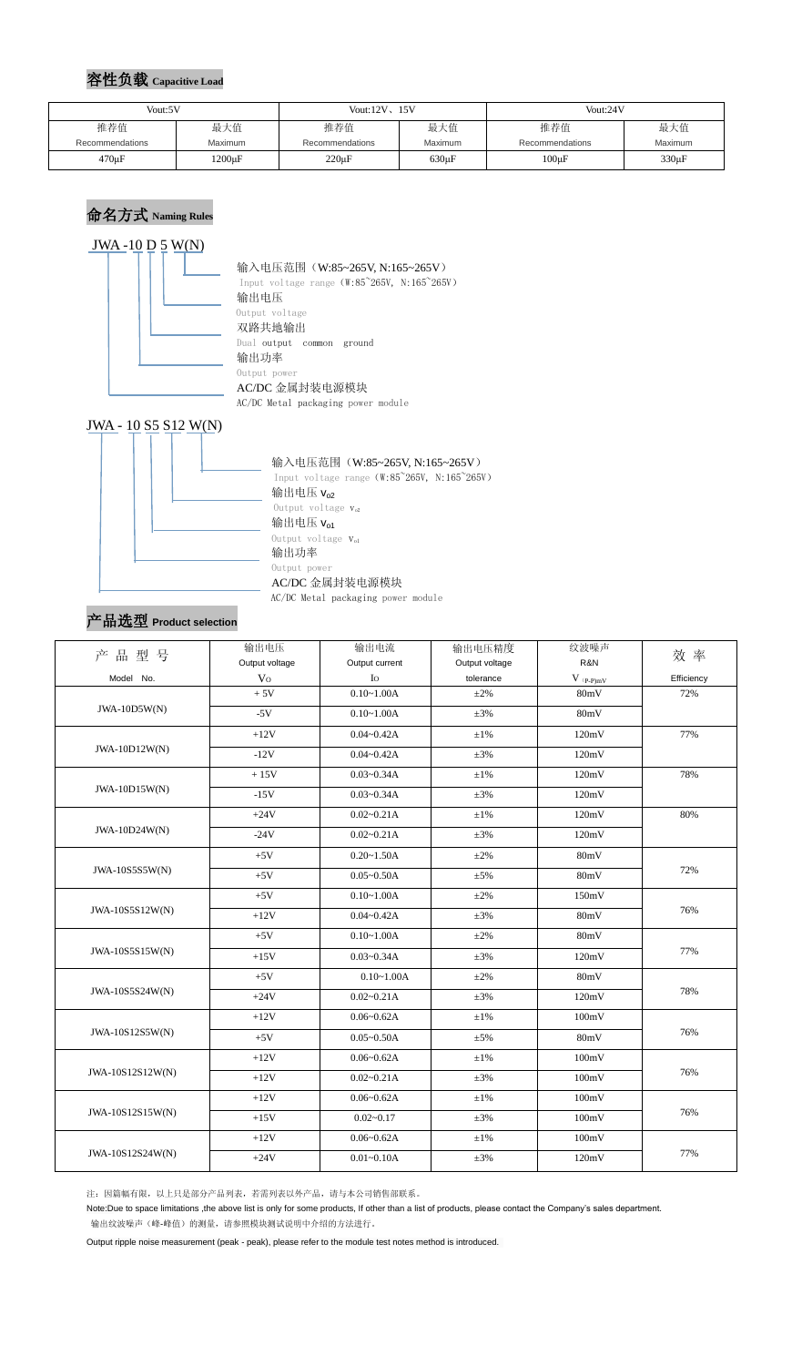## 容性负载 Capacitive Load

| Vout:5V | | Vout:12V、15V | | Vout:24V | |
|---|---|---|---|---|---|
| 推荐值 Recommendations | 最大值 Maximum | 推荐值 Recommendations | 最大值 Maximum | 推荐值 Recommendations | 最大值 Maximum |
| 470μF | 1200μF | 220μF | 630μF | 100μF | 330μF |

## 命名方式 Naming Rules

JWA -10 D 5 W(N)

- 输入电压范围（W:85~265V, N:165~265V）
  Input voltage range (W:85~265V, N:165~265V)
- 输出电压
  Output voltage
- 双路共地输出
  Dual output common ground
- 输出功率
  Output power
- AC/DC 金属封装电源模块
  AC/DC Metal packaging power module

JWA - 10 S5 S12 W(N)

- 输入电压范围（W:85~265V, N:165~265V）
  Input voltage range (W:85~265V, N:165~265V)
- 输出电压 $V_{o2}$
  Output voltage $V_{o2}$
- 输出电压 $V_{o1}$
  Output voltage $V_{o1}$
- 输出功率
  Output power
- AC/DC 金属封装电源模块
  AC/DC Metal packaging power module

## 产品选型 Product selection

| 产 品 型 号 Model No. | 输出电压 Output voltage $V_O$ | 输出电流 Output current $I_O$ | 输出电压精度 Output voltage tolerance | 纹波噪声 R&N $V_{(P-P)mV}$ | 效 率 Efficiency |
|---|---|---|---|---|---|
| JWA-10D5W(N) | + 5V | 0.10~1.00A | ±2% | 80mV | 72% |
| | -5V | 0.10~1.00A | ±3% | 80mV | |
| JWA-10D12W(N) | +12V | 0.04~0.42A | ±1% | 120mV | 77% |
| | -12V | 0.04~0.42A | ±3% | 120mV | |
| JWA-10D15W(N) | + 15V | 0.03~0.34A | ±1% | 120mV | 78% |
| | -15V | 0.03~0.34A | ±3% | 120mV | |
| JWA-10D24W(N) | +24V | 0.02~0.21A | ±1% | 120mV | 80% |
| | -24V | 0.02~0.21A | ±3% | 120mV | |
| JWA-10S5S5W(N) | +5V | 0.20~1.50A | ±2% | 80mV | 72% |
| | +5V | 0.05~0.50A | ±5% | 80mV | |
| JWA-10S5S12W(N) | +5V | 0.10~1.00A | ±2% | 150mV | 76% |
| | +12V | 0.04~0.42A | ±3% | 80mV | |
| JWA-10S5S15W(N) | +5V | 0.10~1.00A | ±2% | 80mV | 77% |
| | +15V | 0.03~0.34A | ±3% | 120mV | |
| JWA-10S5S24W(N) | +5V | 0.10~1.00A | ±2% | 80mV | 78% |
| | +24V | 0.02~0.21A | ±3% | 120mV | |
| JWA-10S12S5W(N) | +12V | 0.06~0.62A | ±1% | 100mV | 76% |
| | +5V | 0.05~0.50A | ±5% | 80mV | |
| JWA-10S12S12W(N) | +12V | 0.06~0.62A | ±1% | 100mV | 76% |
| | +12V | 0.02~0.21A | ±3% | 100mV | |
| JWA-10S12S15W(N) | +12V | 0.06~0.62A | ±1% | 100mV | 76% |
| | +15V | 0.02~0.17 | ±3% | 100mV | |
| JWA-10S12S24W(N) | +12V | 0.06~0.62A | ±1% | 100mV | 77% |
| | +24V | 0.01~0.10A | ±3% | 120mV | |

注：因篇幅有限，以上只是部分产品列表，若需列表以外产品，请与本公司销售部联系。

Note:Due to space limitations ,the above list is only for some products, If other than a list of products, please contact the Company's sales department.

输出纹波噪声（峰-峰值）的测量，请参照模块测试说明中介绍的方法进行。

Output ripple noise measurement (peak - peak), please refer to the module test notes method is introduced.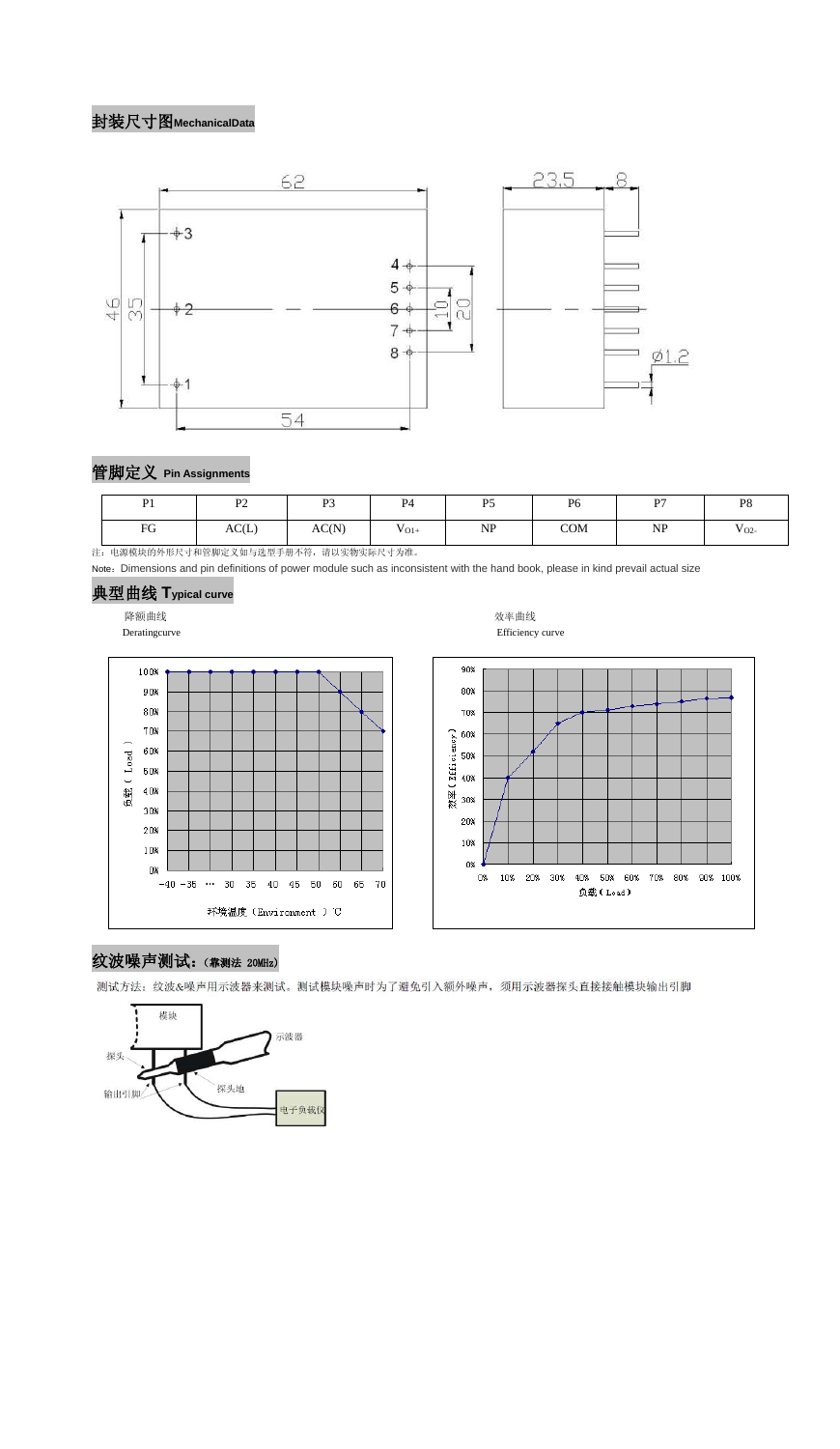## 封装尺寸图MechanicalData

62
23.5
8
46
35
54
10
20
Ø1.2
3
2
1
4
5
6
7
8

## 管脚定义 Pin Assignments

| P1 | P2 | P3 | P4 | P5 | P6 | P7 | P8 |
|---|---|---|---|---|---|---|---|
| FG | AC(L) | AC(N) | $V_{O1+}$ | NP | COM | NP | $V_{O2-}$ |

注：电源模块的外形尺寸和管脚定义如与选型手册不符，请以实物实际尺寸为准。

Note：Dimensions and pin definitions of power module such as inconsistent with the hand book, please in kind prevail actual size

## 典型曲线 Typical curve

降额曲线
Deratingcurve

100%
90%
80%
70%
60%
50%
40%
30%
20%
10%
0%
负载（Load）
-40 -35 ··· 30 35 40 45 50 60 65 70
环境温度（Environment）℃

效率曲线
Efficiency curve

90%
80%
70%
60%
50%
40%
30%
20%
10%
0%
效率（Efficiency）
0% 10% 20% 30% 40% 50% 60% 70% 80% 90% 100%
负载（Load）

## 纹波噪声测试：（靠测法 20MHz）

测试方法：纹波&噪声用示波器来测试。测试模块噪声时为了避免引入额外噪声，须用示波器探头直接接触模块输出引脚

模块
示波器
探头
探头地
输出引脚
电子负载仪